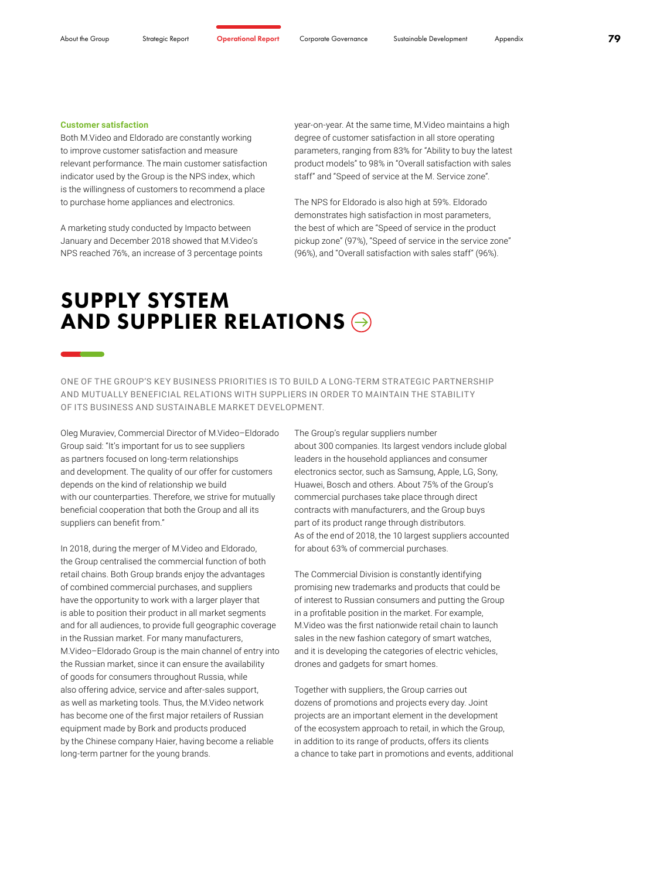### Customer satisfaction

Both M.Video and Eldorado are constantly working to improve customer satisfaction and measure relevant performance. The main customer satisfaction indicator used by the Group is the NPS index, which is the willingness of customers to recommend a place to purchase home appliances and electronics.

A marketing study conducted by Impacto between January and December 2018 showed that M.Video's NPS reached 76%, an increase of 3 percentage points year-on-year. At the same time, M.Video maintains a high degree of customer satisfaction in all store operating parameters, ranging from 83% for "Ability to buy the latest product models" to 98% in "Overall satisfaction with sales staff" and "Speed of service at the M. Service zone".

The NPS for Eldorado is also high at 59%. Eldorado demonstrates high satisfaction in most parameters, the best of which are "Speed of service in the product pickup zone" (97%), "Speed of service in the service zone" (96%), and "Overall satisfaction with sales staff" (96%).

# SUPPLY SYSTEM AND SUPPLIER RELATIONS

ONE OF THE GROUP'S KEY BUSINESS PRIORITIES IS TO BUILD A LONG-TERM STRATEGIC PARTNERSHIP AND MUTUALLY BENEFICIAL RELATIONS WITH SUPPLIERS IN ORDER TO MAINTAIN THE STABILITY OF ITS BUSINESS AND SUSTAINABLE MARKET DEVELOPMENT.

Oleg Muraviev, Commercial Director of M.Video–Eldorado Group said: "It's important for us to see suppliers as partners focused on long-term relationships and development. The quality of our offer for customers depends on the kind of relationship we build with our counterparties. Therefore, we strive for mutually beneficial cooperation that both the Group and all its suppliers can benefit from."

In 2018, during the merger of M.Video and Eldorado, the Group centralised the commercial function of both retail chains. Both Group brands enjoy the advantages of combined commercial purchases, and suppliers have the opportunity to work with a larger player that is able to position their product in all market segments and for all audiences, to provide full geographic coverage in the Russian market. For many manufacturers, M.Video–Eldorado Group is the main channel of entry into the Russian market, since it can ensure the availability of goods for consumers throughout Russia, while also offering advice, service and after-sales support, as well as marketing tools. Thus, the M.Video network has become one of the first major retailers of Russian equipment made by Bork and products produced by the Chinese company Haier, having become a reliable long-term partner for the young brands.

The Group's regular suppliers number about 300 companies. Its largest vendors include global leaders in the household appliances and consumer electronics sector, such as Samsung, Apple, LG, Sony, Huawei, Bosch and others. About 75% of the Group's commercial purchases take place through direct contracts with manufacturers, and the Group buys part of its product range through distributors. As of the end of 2018, the 10 largest suppliers accounted for about 63% of commercial purchases.

The Commercial Division is constantly identifying promising new trademarks and products that could be of interest to Russian consumers and putting the Group in a profitable position in the market. For example, M.Video was the first nationwide retail chain to launch sales in the new fashion category of smart watches, and it is developing the categories of electric vehicles, drones and gadgets for smart homes.

Together with suppliers, the Group carries out dozens of promotions and projects every day. Joint projects are an important element in the development of the ecosystem approach to retail, in which the Group, in addition to its range of products, offers its clients a chance to take part in promotions and events, additional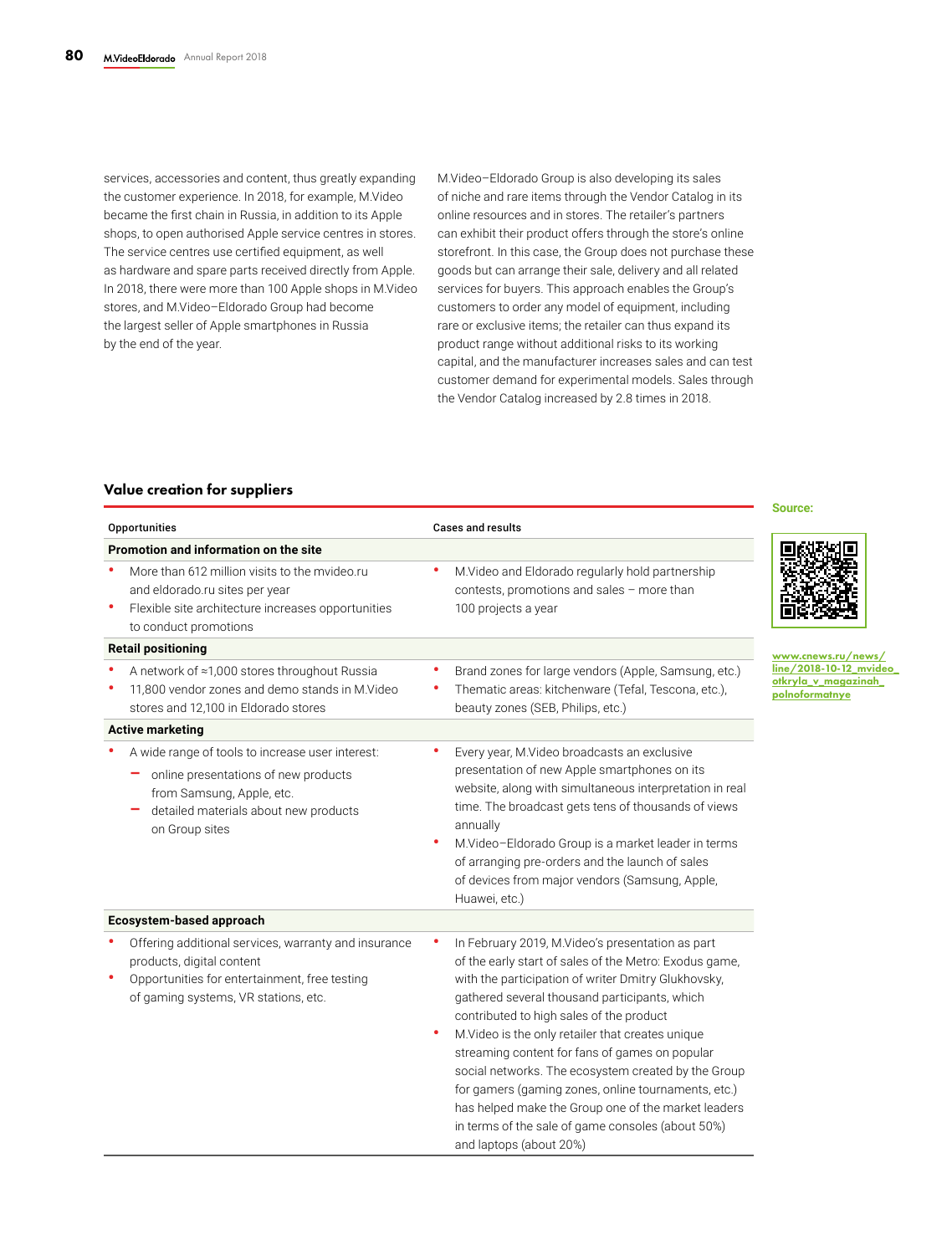services, accessories and content, thus greatly expanding the customer experience. In 2018, for example, M.Video became the first chain in Russia, in addition to its Apple shops, to open authorised Apple service centres in stores. The service centres use certified equipment, as well as hardware and spare parts received directly from Apple. In 2018, there were more than 100 Apple shops in M.Video stores, and M.Video–Eldorado Group had become the largest seller of Apple smartphones in Russia by the end of the year.

M.Video–Eldorado Group is also developing its sales of niche and rare items through the Vendor Catalog in its online resources and in stores. The retailer's partners can exhibit their product offers through the store's online storefront. In this case, the Group does not purchase these goods but can arrange their sale, delivery and all related services for buyers. This approach enables the Group's customers to order any model of equipment, including rare or exclusive items; the retailer can thus expand its product range without additional risks to its working capital, and the manufacturer increases sales and can test customer demand for experimental models. Sales through the Vendor Catalog increased by 2.8 times in 2018.

## Value creation for suppliers

| Opportunities | Cases and results |
|---|---|
| **Promotion and information on the site** | |
| • More than 612 million visits to the mvideo.ru and eldorado.ru sites per year<br>• Flexible site architecture increases opportunities to conduct promotions | • M.Video and Eldorado regularly hold partnership contests, promotions and sales – more than 100 projects a year |
| **Retail positioning** | |
| • A network of ≈1,000 stores throughout Russia<br>• 11,800 vendor zones and demo stands in M.Video stores and 12,100 in Eldorado stores | • Brand zones for large vendors (Apple, Samsung, etc.)<br>• Thematic areas: kitchenware (Tefal, Tescona, etc.), beauty zones (SEB, Philips, etc.) |
| **Active marketing** | |
| • A wide range of tools to increase user interest:<br>– online presentations of new products from Samsung, Apple, etc.<br>– detailed materials about new products on Group sites | • Every year, M.Video broadcasts an exclusive presentation of new Apple smartphones on its website, along with simultaneous interpretation in real time. The broadcast gets tens of thousands of views annually<br>• M.Video–Eldorado Group is a market leader in terms of arranging pre-orders and the launch of sales of devices from major vendors (Samsung, Apple, Huawei, etc.) |
| **Ecosystem-based approach** | |
| • Offering additional services, warranty and insurance products, digital content<br>• Opportunities for entertainment, free testing of gaming systems, VR stations, etc. | • In February 2019, M.Video's presentation as part of the early start of sales of the Metro: Exodus game, with the participation of writer Dmitry Glukhovsky, gathered several thousand participants, which contributed to high sales of the product<br>• M.Video is the only retailer that creates unique streaming content for fans of games on popular social networks. The ecosystem created by the Group for gamers (gaming zones, online tournaments, etc.) has helped make the Group one of the market leaders in terms of the sale of game consoles (about 50%) and laptops (about 20%) |

Source:

www.cnews.ru/news/line/2018-10-12_mvideo_otkryla_v_magazinah_polnoformatnye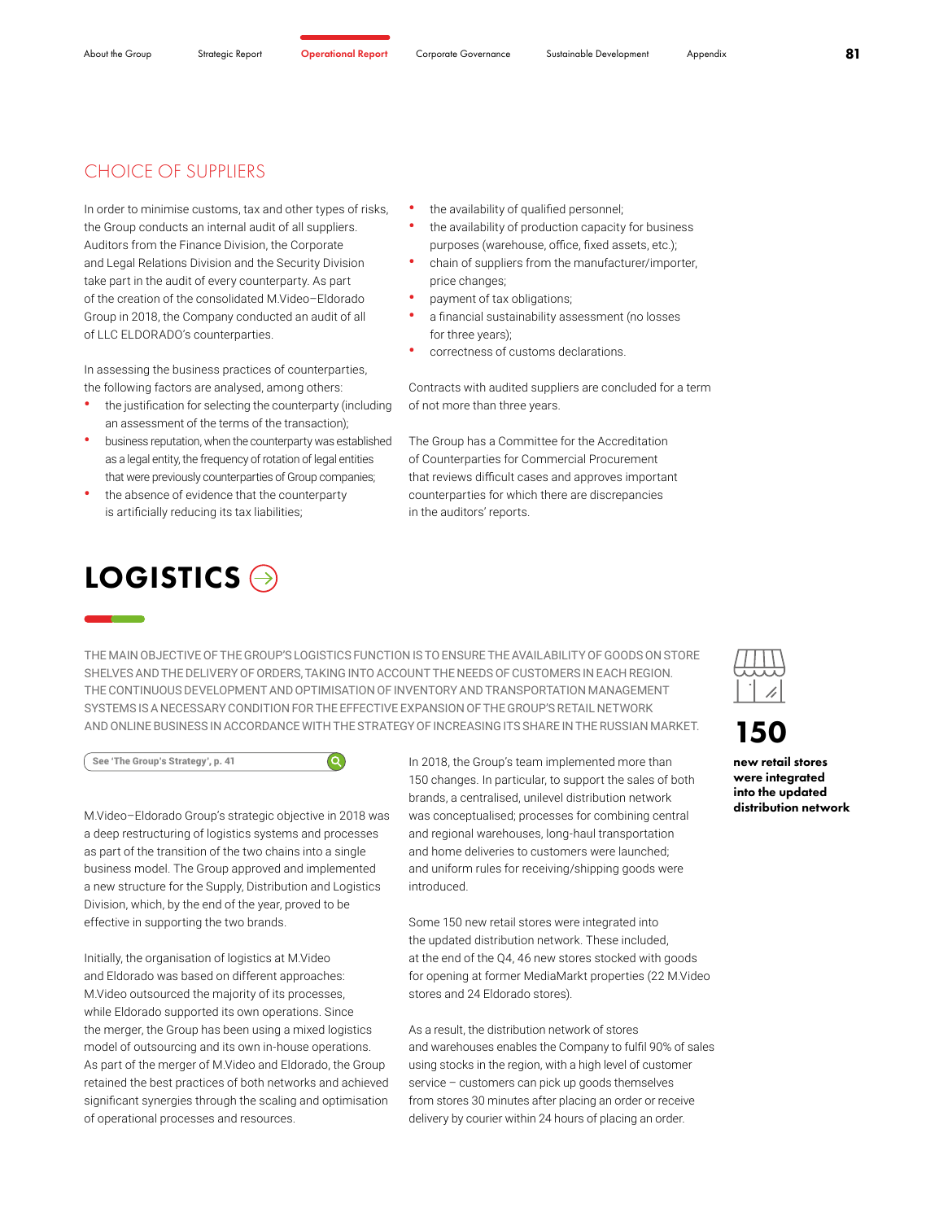## CHOICE OF SUPPLIERS

In order to minimise customs, tax and other types of risks, the Group conducts an internal audit of all suppliers. Auditors from the Finance Division, the Corporate and Legal Relations Division and the Security Division take part in the audit of every counterparty. As part of the creation of the consolidated M.Video–Eldorado Group in 2018, the Company conducted an audit of all of LLC ELDORADO's counterparties.

In assessing the business practices of counterparties, the following factors are analysed, among others:

- the justification for selecting the counterparty (including an assessment of the terms of the transaction);
- business reputation, when the counterparty was established as a legal entity, the frequency of rotation of legal entities that were previously counterparties of Group companies;
- the absence of evidence that the counterparty is artificially reducing its tax liabilities;
- the availability of qualified personnel;
- the availability of production capacity for business purposes (warehouse, office, fixed assets, etc.);
- chain of suppliers from the manufacturer/importer, price changes;
- payment of tax obligations;
- a financial sustainability assessment (no losses for three years);
- correctness of customs declarations.

Contracts with audited suppliers are concluded for a term of not more than three years.

The Group has a Committee for the Accreditation of Counterparties for Commercial Procurement that reviews difficult cases and approves important counterparties for which there are discrepancies in the auditors' reports.

# LOGISTICS

THE MAIN OBJECTIVE OF THE GROUP'S LOGISTICS FUNCTION IS TO ENSURE THE AVAILABILITY OF GOODS ON STORE SHELVES AND THE DELIVERY OF ORDERS, TAKING INTO ACCOUNT THE NEEDS OF CUSTOMERS IN EACH REGION. THE CONTINUOUS DEVELOPMENT AND OPTIMISATION OF INVENTORY AND TRANSPORTATION MANAGEMENT SYSTEMS IS A NECESSARY CONDITION FOR THE EFFECTIVE EXPANSION OF THE GROUP'S RETAIL NETWORK AND ONLINE BUSINESS IN ACCORDANCE WITH THE STRATEGY OF INCREASING ITS SHARE IN THE RUSSIAN MARKET.

**150**

**new retail stores were integrated into the updated distribution network**

See 'The Group's Strategy', p. 41

M.Video–Eldorado Group's strategic objective in 2018 was a deep restructuring of logistics systems and processes as part of the transition of the two chains into a single business model. The Group approved and implemented a new structure for the Supply, Distribution and Logistics Division, which, by the end of the year, proved to be effective in supporting the two brands.

Initially, the organisation of logistics at M.Video and Eldorado was based on different approaches: M.Video outsourced the majority of its processes, while Eldorado supported its own operations. Since the merger, the Group has been using a mixed logistics model of outsourcing and its own in-house operations. As part of the merger of M.Video and Eldorado, the Group retained the best practices of both networks and achieved significant synergies through the scaling and optimisation of operational processes and resources.

In 2018, the Group's team implemented more than 150 changes. In particular, to support the sales of both brands, a centralised, unilevel distribution network was conceptualised; processes for combining central and regional warehouses, long-haul transportation and home deliveries to customers were launched; and uniform rules for receiving/shipping goods were introduced.

Some 150 new retail stores were integrated into the updated distribution network. These included, at the end of the Q4, 46 new stores stocked with goods for opening at former MediaMarkt properties (22 M.Video stores and 24 Eldorado stores).

As a result, the distribution network of stores and warehouses enables the Company to fulfil 90% of sales using stocks in the region, with a high level of customer service – customers can pick up goods themselves from stores 30 minutes after placing an order or receive delivery by courier within 24 hours of placing an order.